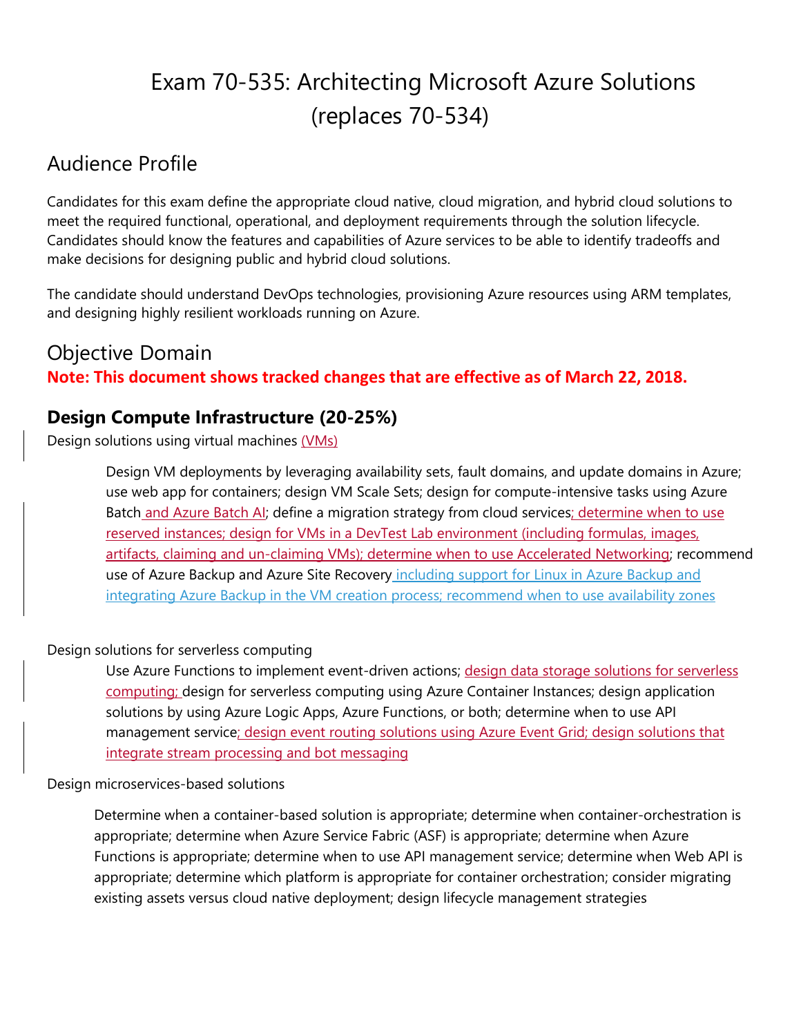# Exam 70-535: Architecting Microsoft Azure Solutions (replaces 70-534)

## Audience Profile

Candidates for this exam define the appropriate cloud native, cloud migration, and hybrid cloud solutions to meet the required functional, operational, and deployment requirements through the solution lifecycle. Candidates should know the features and capabilities of Azure services to be able to identify tradeoffs and make decisions for designing public and hybrid cloud solutions.

The candidate should understand DevOps technologies, provisioning Azure resources using ARM templates, and designing highly resilient workloads running on Azure.

## Objective Domain

**Note: This document shows tracked changes that are effective as of March 22, 2018.**

### Design Compute Infrastructure (20-25%)

Design solutions using virtual machines (VMs)

> Design VM deployments by leveraging availability sets, fault domains, and update domains in Azure; use web app for containers; design VM Scale Sets; design for compute-intensive tasks using Azure Batch and Azure Batch AI; define a migration strategy from cloud services; determine when to use reserved instances; design for VMs in a DevTest Lab environment (including formulas, images, artifacts, claiming and un-claiming VMs); determine when to use Accelerated Networking; recommend use of Azure Backup and Azure Site Recovery including support for Linux in Azure Backup and integrating Azure Backup in the VM creation process; recommend when to use availability zones

Design solutions for serverless computing

> Use Azure Functions to implement event-driven actions; design data storage solutions for serverless computing; design for serverless computing using Azure Container Instances; design application solutions by using Azure Logic Apps, Azure Functions, or both; determine when to use API management service; design event routing solutions using Azure Event Grid; design solutions that integrate stream processing and bot messaging

Design microservices-based solutions

> Determine when a container-based solution is appropriate; determine when container-orchestration is appropriate; determine when Azure Service Fabric (ASF) is appropriate; determine when Azure Functions is appropriate; determine when to use API management service; determine when Web API is appropriate; determine which platform is appropriate for container orchestration; consider migrating existing assets versus cloud native deployment; design lifecycle management strategies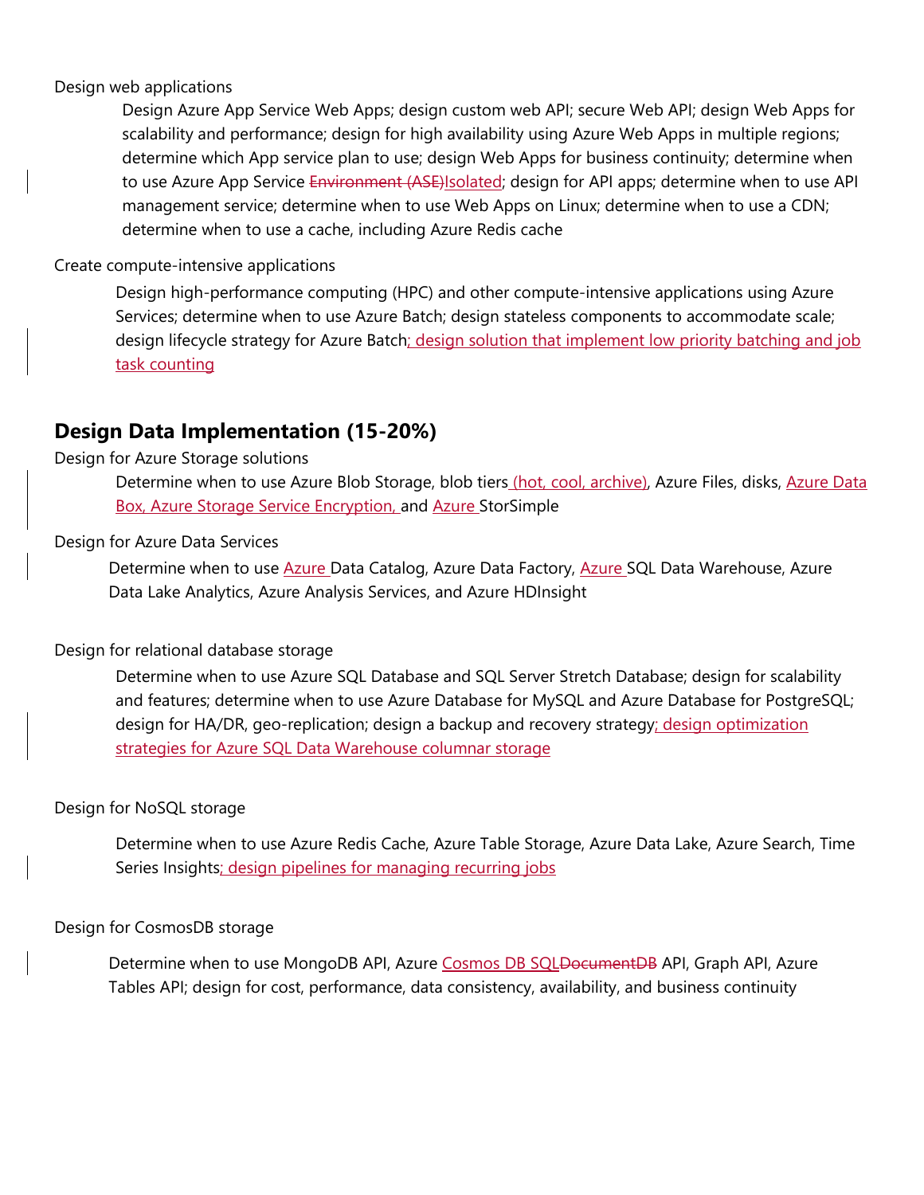Design web applications

Design Azure App Service Web Apps; design custom web API; secure Web API; design Web Apps for scalability and performance; design for high availability using Azure Web Apps in multiple regions; determine which App service plan to use; design Web Apps for business continuity; determine when to use Azure App Service ~~Environment (ASE)~~Isolated; design for API apps; determine when to use API management service; determine when to use Web Apps on Linux; determine when to use a CDN; determine when to use a cache, including Azure Redis cache

Create compute-intensive applications

Design high-performance computing (HPC) and other compute-intensive applications using Azure Services; determine when to use Azure Batch; design stateless components to accommodate scale; design lifecycle strategy for Azure Batch; design solution that implement low priority batching and job task counting

## Design Data Implementation (15-20%)

Design for Azure Storage solutions

Determine when to use Azure Blob Storage, blob tiers (hot, cool, archive), Azure Files, disks, Azure Data Box, Azure Storage Service Encryption, and Azure StorSimple

Design for Azure Data Services

Determine when to use Azure Data Catalog, Azure Data Factory, Azure SQL Data Warehouse, Azure Data Lake Analytics, Azure Analysis Services, and Azure HDInsight

Design for relational database storage

Determine when to use Azure SQL Database and SQL Server Stretch Database; design for scalability and features; determine when to use Azure Database for MySQL and Azure Database for PostgreSQL; design for HA/DR, geo-replication; design a backup and recovery strategy; design optimization strategies for Azure SQL Data Warehouse columnar storage

Design for NoSQL storage

Determine when to use Azure Redis Cache, Azure Table Storage, Azure Data Lake, Azure Search, Time Series Insights; design pipelines for managing recurring jobs

Design for CosmosDB storage

Determine when to use MongoDB API, Azure Cosmos DB SQL~~DocumentDB~~ API, Graph API, Azure Tables API; design for cost, performance, data consistency, availability, and business continuity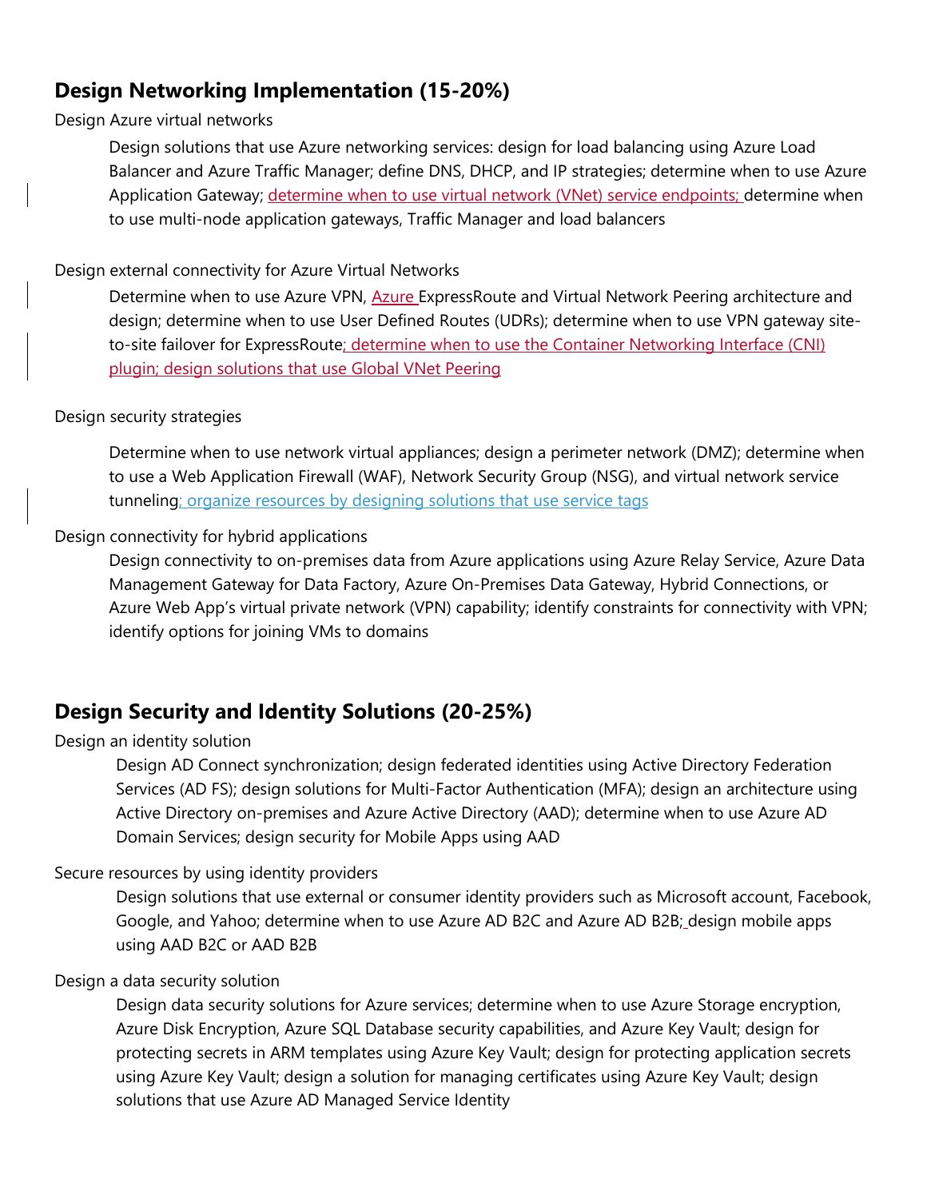## Design Networking Implementation (15-20%)

Design Azure virtual networks

Design solutions that use Azure networking services: design for load balancing using Azure Load Balancer and Azure Traffic Manager; define DNS, DHCP, and IP strategies; determine when to use Azure Application Gateway; determine when to use virtual network (VNet) service endpoints; determine when to use multi-node application gateways, Traffic Manager and load balancers

Design external connectivity for Azure Virtual Networks

Determine when to use Azure VPN, Azure ExpressRoute and Virtual Network Peering architecture and design; determine when to use User Defined Routes (UDRs); determine when to use VPN gateway site-to-site failover for ExpressRoute; determine when to use the Container Networking Interface (CNI) plugin; design solutions that use Global VNet Peering

Design security strategies

Determine when to use network virtual appliances; design a perimeter network (DMZ); determine when to use a Web Application Firewall (WAF), Network Security Group (NSG), and virtual network service tunneling; organize resources by designing solutions that use service tags

Design connectivity for hybrid applications

Design connectivity to on-premises data from Azure applications using Azure Relay Service, Azure Data Management Gateway for Data Factory, Azure On-Premises Data Gateway, Hybrid Connections, or Azure Web App's virtual private network (VPN) capability; identify constraints for connectivity with VPN; identify options for joining VMs to domains

## Design Security and Identity Solutions (20-25%)

Design an identity solution

Design AD Connect synchronization; design federated identities using Active Directory Federation Services (AD FS); design solutions for Multi-Factor Authentication (MFA); design an architecture using Active Directory on-premises and Azure Active Directory (AAD); determine when to use Azure AD Domain Services; design security for Mobile Apps using AAD

Secure resources by using identity providers

Design solutions that use external or consumer identity providers such as Microsoft account, Facebook, Google, and Yahoo; determine when to use Azure AD B2C and Azure AD B2B; design mobile apps using AAD B2C or AAD B2B

Design a data security solution

Design data security solutions for Azure services; determine when to use Azure Storage encryption, Azure Disk Encryption, Azure SQL Database security capabilities, and Azure Key Vault; design for protecting secrets in ARM templates using Azure Key Vault; design for protecting application secrets using Azure Key Vault; design a solution for managing certificates using Azure Key Vault; design solutions that use Azure AD Managed Service Identity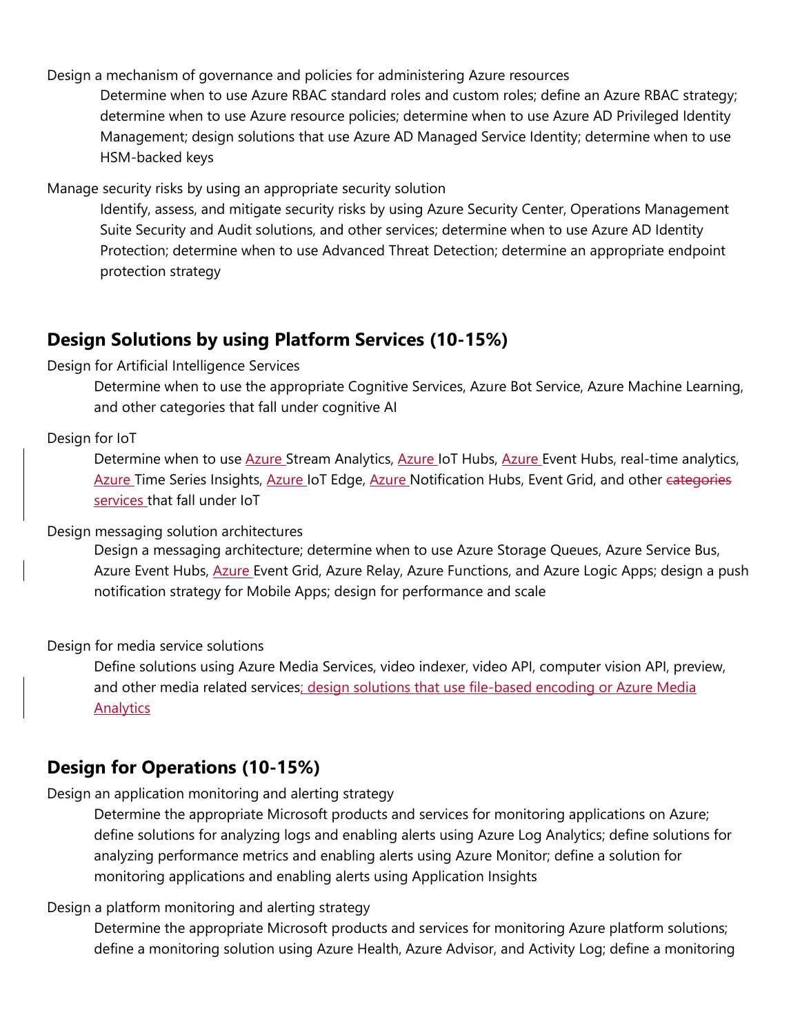Design a mechanism of governance and policies for administering Azure resources

Determine when to use Azure RBAC standard roles and custom roles; define an Azure RBAC strategy; determine when to use Azure resource policies; determine when to use Azure AD Privileged Identity Management; design solutions that use Azure AD Managed Service Identity; determine when to use HSM-backed keys

Manage security risks by using an appropriate security solution

Identify, assess, and mitigate security risks by using Azure Security Center, Operations Management Suite Security and Audit solutions, and other services; determine when to use Azure AD Identity Protection; determine when to use Advanced Threat Detection; determine an appropriate endpoint protection strategy

## Design Solutions by using Platform Services (10-15%)

Design for Artificial Intelligence Services

Determine when to use the appropriate Cognitive Services, Azure Bot Service, Azure Machine Learning, and other categories that fall under cognitive AI

Design for IoT

Determine when to use Azure Stream Analytics, Azure IoT Hubs, Azure Event Hubs, real-time analytics, Azure Time Series Insights, Azure IoT Edge, Azure Notification Hubs, Event Grid, and other ~~categories~~ services that fall under IoT

Design messaging solution architectures

Design a messaging architecture; determine when to use Azure Storage Queues, Azure Service Bus, Azure Event Hubs, Azure Event Grid, Azure Relay, Azure Functions, and Azure Logic Apps; design a push notification strategy for Mobile Apps; design for performance and scale

Design for media service solutions

Define solutions using Azure Media Services, video indexer, video API, computer vision API, preview, and other media related services; design solutions that use file-based encoding or Azure Media Analytics

## Design for Operations (10-15%)

Design an application monitoring and alerting strategy

Determine the appropriate Microsoft products and services for monitoring applications on Azure; define solutions for analyzing logs and enabling alerts using Azure Log Analytics; define solutions for analyzing performance metrics and enabling alerts using Azure Monitor; define a solution for monitoring applications and enabling alerts using Application Insights

Design a platform monitoring and alerting strategy

Determine the appropriate Microsoft products and services for monitoring Azure platform solutions; define a monitoring solution using Azure Health, Azure Advisor, and Activity Log; define a monitoring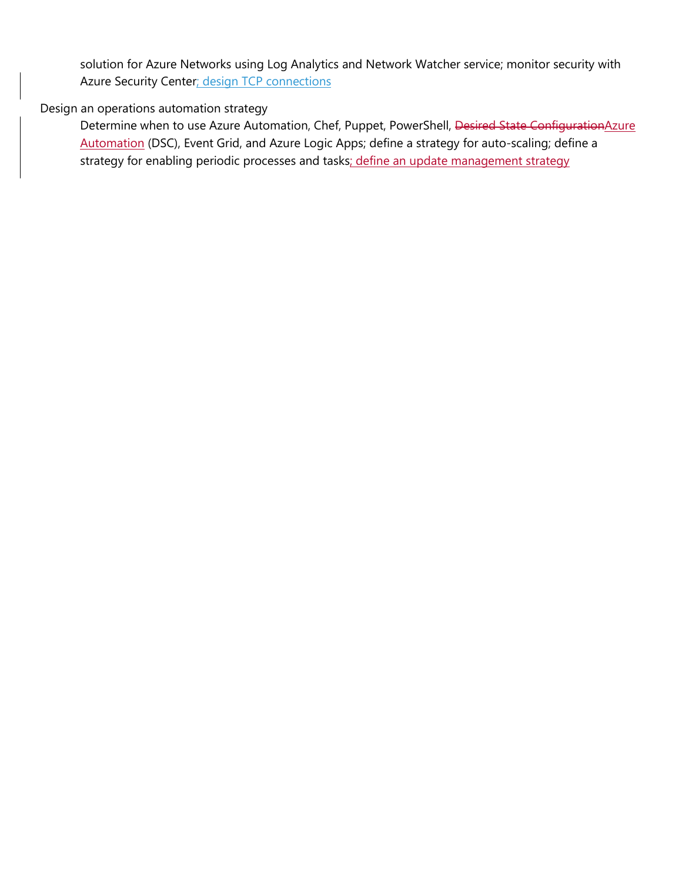solution for Azure Networks using Log Analytics and Network Watcher service; monitor security with Azure Security Center; design TCP connections

Design an operations automation strategy

Determine when to use Azure Automation, Chef, Puppet, PowerShell, ~~Desired State Configuration~~Azure Automation (DSC), Event Grid, and Azure Logic Apps; define a strategy for auto-scaling; define a strategy for enabling periodic processes and tasks; define an update management strategy